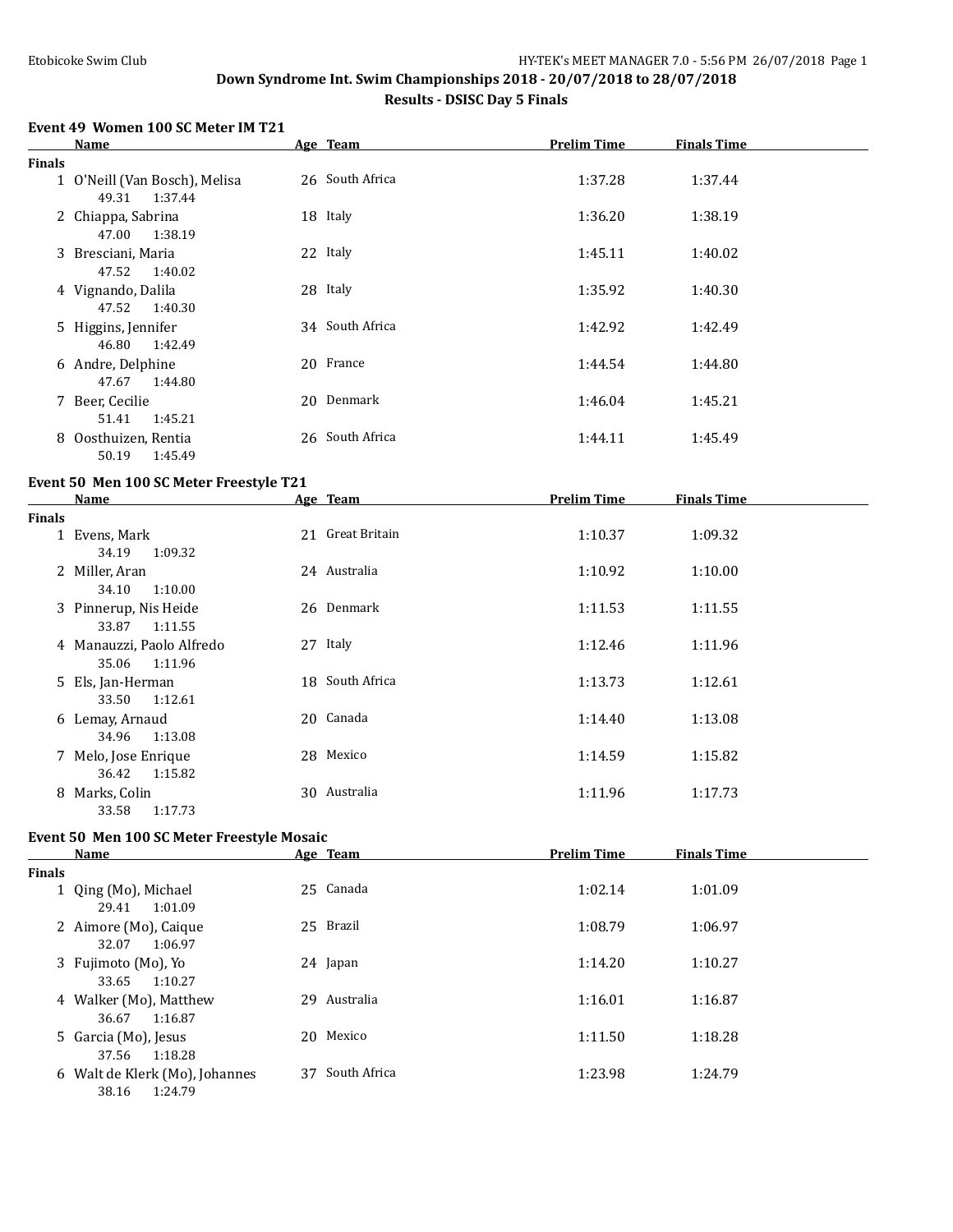## Down Syndrome Int. Swim Championships 2018 - 20/07/2018 to 28/07/2018

### Results - DSISC Day 5 Finals

#### Event 49 Women 100 SC Meter IM T21

| | Name | Age | Team | Prelim Time | Finals Time |
|---|---|---|---|---|---|
| **Finals** | | | | | |
| 1 | O'Neill (Van Bosch), Melisa | 26 | South Africa | 1:37.28 | 1:37.44 |
| | 49.31 1:37.44 | | | | |
| 2 | Chiappa, Sabrina | 18 | Italy | 1:36.20 | 1:38.19 |
| | 47.00 1:38.19 | | | | |
| 3 | Bresciani, Maria | 22 | Italy | 1:45.11 | 1:40.02 |
| | 47.52 1:40.02 | | | | |
| 4 | Vignando, Dalila | 28 | Italy | 1:35.92 | 1:40.30 |
| | 47.52 1:40.30 | | | | |
| 5 | Higgins, Jennifer | 34 | South Africa | 1:42.92 | 1:42.49 |
| | 46.80 1:42.49 | | | | |
| 6 | Andre, Delphine | 20 | France | 1:44.54 | 1:44.80 |
| | 47.67 1:44.80 | | | | |
| 7 | Beer, Cecilie | 20 | Denmark | 1:46.04 | 1:45.21 |
| | 51.41 1:45.21 | | | | |
| 8 | Oosthuizen, Rentia | 26 | South Africa | 1:44.11 | 1:45.49 |
| | 50.19 1:45.49 | | | | |

#### Event 50 Men 100 SC Meter Freestyle T21

| | Name | Age | Team | Prelim Time | Finals Time |
|---|---|---|---|---|---|
| **Finals** | | | | | |
| 1 | Evens, Mark | 21 | Great Britain | 1:10.37 | 1:09.32 |
| | 34.19 1:09.32 | | | | |
| 2 | Miller, Aran | 24 | Australia | 1:10.92 | 1:10.00 |
| | 34.10 1:10.00 | | | | |
| 3 | Pinnerup, Nis Heide | 26 | Denmark | 1:11.53 | 1:11.55 |
| | 33.87 1:11.55 | | | | |
| 4 | Manauzzi, Paolo Alfredo | 27 | Italy | 1:12.46 | 1:11.96 |
| | 35.06 1:11.96 | | | | |
| 5 | Els, Jan-Herman | 18 | South Africa | 1:13.73 | 1:12.61 |
| | 33.50 1:12.61 | | | | |
| 6 | Lemay, Arnaud | 20 | Canada | 1:14.40 | 1:13.08 |
| | 34.96 1:13.08 | | | | |
| 7 | Melo, Jose Enrique | 28 | Mexico | 1:14.59 | 1:15.82 |
| | 36.42 1:15.82 | | | | |
| 8 | Marks, Colin | 30 | Australia | 1:11.96 | 1:17.73 |
| | 33.58 1:17.73 | | | | |

#### Event 50 Men 100 SC Meter Freestyle Mosaic

| | Name | Age | Team | Prelim Time | Finals Time |
|---|---|---|---|---|---|
| **Finals** | | | | | |
| 1 | Qing (Mo), Michael | 25 | Canada | 1:02.14 | 1:01.09 |
| | 29.41 1:01.09 | | | | |
| 2 | Aimore (Mo), Caique | 25 | Brazil | 1:08.79 | 1:06.97 |
| | 32.07 1:06.97 | | | | |
| 3 | Fujimoto (Mo), Yo | 24 | Japan | 1:14.20 | 1:10.27 |
| | 33.65 1:10.27 | | | | |
| 4 | Walker (Mo), Matthew | 29 | Australia | 1:16.01 | 1:16.87 |
| | 36.67 1:16.87 | | | | |
| 5 | Garcia (Mo), Jesus | 20 | Mexico | 1:11.50 | 1:18.28 |
| | 37.56 1:18.28 | | | | |
| 6 | Walt de Klerk (Mo), Johannes | 37 | South Africa | 1:23.98 | 1:24.79 |
| | 38.16 1:24.79 | | | | |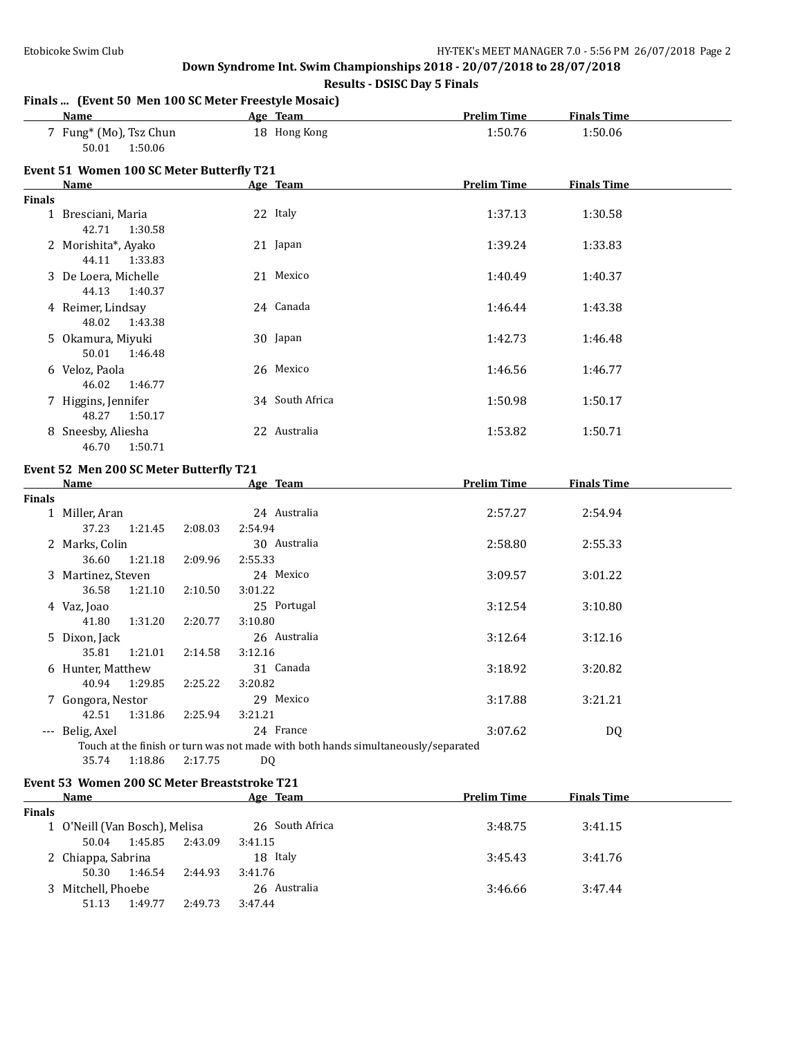## Down Syndrome Int. Swim Championships 2018 - 20/07/2018 to 28/07/2018

### Results - DSISC Day 5 Finals

**Finals ... (Event 50 Men 100 SC Meter Freestyle Mosaic)**

| | Name | Age | Team | Prelim Time | Finals Time |
|---|---|---|---|---|---|
| 7 | Fung* (Mo), Tsz Chun | 18 | Hong Kong | 1:50.76 | 1:50.06 |
| | 50.01 1:50.06 | | | | |

**Event 51 Women 100 SC Meter Butterfly T21**

| | Name | Age | Team | Prelim Time | Finals Time |
|---|---|---|---|---|---|
| **Finals** | | | | | |
| 1 | Bresciani, Maria | 22 | Italy | 1:37.13 | 1:30.58 |
| | 42.71 1:30.58 | | | | |
| 2 | Morishita*, Ayako | 21 | Japan | 1:39.24 | 1:33.83 |
| | 44.11 1:33.83 | | | | |
| 3 | De Loera, Michelle | 21 | Mexico | 1:40.49 | 1:40.37 |
| | 44.13 1:40.37 | | | | |
| 4 | Reimer, Lindsay | 24 | Canada | 1:46.44 | 1:43.38 |
| | 48.02 1:43.38 | | | | |
| 5 | Okamura, Miyuki | 30 | Japan | 1:42.73 | 1:46.48 |
| | 50.01 1:46.48 | | | | |
| 6 | Veloz, Paola | 26 | Mexico | 1:46.56 | 1:46.77 |
| | 46.02 1:46.77 | | | | |
| 7 | Higgins, Jennifer | 34 | South Africa | 1:50.98 | 1:50.17 |
| | 48.27 1:50.17 | | | | |
| 8 | Sneesby, Aliesha | 22 | Australia | 1:53.82 | 1:50.71 |
| | 46.70 1:50.71 | | | | |

**Event 52 Men 200 SC Meter Butterfly T21**

| | Name | Age | Team | Prelim Time | Finals Time |
|---|---|---|---|---|---|
| **Finals** | | | | | |
| 1 | Miller, Aran | 24 | Australia | 2:57.27 | 2:54.94 |
| | 37.23 1:21.45 2:08.03 2:54.94 | | | | |
| 2 | Marks, Colin | 30 | Australia | 2:58.80 | 2:55.33 |
| | 36.60 1:21.18 2:09.96 2:55.33 | | | | |
| 3 | Martinez, Steven | 24 | Mexico | 3:09.57 | 3:01.22 |
| | 36.58 1:21.10 2:10.50 3:01.22 | | | | |
| 4 | Vaz, Joao | 25 | Portugal | 3:12.54 | 3:10.80 |
| | 41.80 1:31.20 2:20.77 3:10.80 | | | | |
| 5 | Dixon, Jack | 26 | Australia | 3:12.64 | 3:12.16 |
| | 35.81 1:21.01 2:14.58 3:12.16 | | | | |
| 6 | Hunter, Matthew | 31 | Canada | 3:18.92 | 3:20.82 |
| | 40.94 1:29.85 2:25.22 3:20.82 | | | | |
| 7 | Gongora, Nestor | 29 | Mexico | 3:17.88 | 3:21.21 |
| | 42.51 1:31.86 2:25.94 3:21.21 | | | | |
| --- | Belig, Axel | 24 | France | 3:07.62 | DQ |
| | Touch at the finish or turn was not made with both hands simultaneously/separated | | | | |
| | 35.74 1:18.86 2:17.75 DQ | | | | |

**Event 53 Women 200 SC Meter Breaststroke T21**

| | Name | Age | Team | Prelim Time | Finals Time |
|---|---|---|---|---|---|
| **Finals** | | | | | |
| 1 | O'Neill (Van Bosch), Melisa | 26 | South Africa | 3:48.75 | 3:41.15 |
| | 50.04 1:45.85 2:43.09 3:41.15 | | | | |
| 2 | Chiappa, Sabrina | 18 | Italy | 3:45.43 | 3:41.76 |
| | 50.30 1:46.54 2:44.93 3:41.76 | | | | |
| 3 | Mitchell, Phoebe | 26 | Australia | 3:46.66 | 3:47.44 |
| | 51.13 1:49.77 2:49.73 3:47.44 | | | | |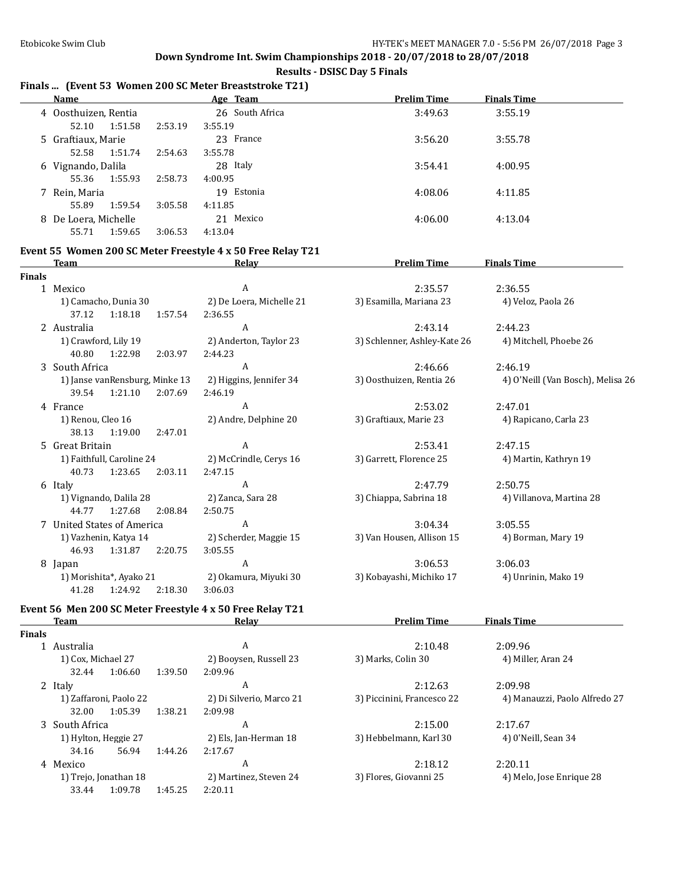## Down Syndrome Int. Swim Championships 2018 - 20/07/2018 to 28/07/2018

### Results - DSISC Day 5 Finals

### Finals ... (Event 53 Women 200 SC Meter Breaststroke T21)

| | Name | Age | Team | Prelim Time | Finals Time |
|---|---|---|---|---|---|
| 4 | Oosthuizen, Rentia | 26 | South Africa | 3:49.63 | 3:55.19 |
| | 52.10 1:51.58 2:53.19 3:55.19 | | | | |
| 5 | Graftiaux, Marie | 23 | France | 3:56.20 | 3:55.78 |
| | 52.58 1:51.74 2:54.63 3:55.78 | | | | |
| 6 | Vignando, Dalila | 28 | Italy | 3:54.41 | 4:00.95 |
| | 55.36 1:55.93 2:58.73 4:00.95 | | | | |
| 7 | Rein, Maria | 19 | Estonia | 4:08.06 | 4:11.85 |
| | 55.89 1:59.54 3:05.58 4:11.85 | | | | |
| 8 | De Loera, Michelle | 21 | Mexico | 4:06.00 | 4:13.04 |
| | 55.71 1:59.65 3:06.53 4:13.04 | | | | |

### Event 55 Women 200 SC Meter Freestyle 4 x 50 Free Relay T21

**Finals**

| | Team | Relay | Prelim Time | Finals Time |
|---|---|---|---|---|
| 1 | Mexico | A | 2:35.57 | 2:36.55 |
| | 1) Camacho, Dunia 30 | 2) De Loera, Michelle 21 | 3) Esamilla, Mariana 23 | 4) Veloz, Paola 26 |
| | 37.12 1:18.18 1:57.54 2:36.55 | | | |
| 2 | Australia | A | 2:43.14 | 2:44.23 |
| | 1) Crawford, Lily 19 | 2) Anderton, Taylor 23 | 3) Schlenner, Ashley-Kate 26 | 4) Mitchell, Phoebe 26 |
| | 40.80 1:22.98 2:03.97 2:44.23 | | | |
| 3 | South Africa | A | 2:46.66 | 2:46.19 |
| | 1) Janse vanRensburg, Minke 13 | 2) Higgins, Jennifer 34 | 3) Oosthuizen, Rentia 26 | 4) O'Neill (Van Bosch), Melisa 26 |
| | 39.54 1:21.10 2:07.69 2:46.19 | | | |
| 4 | France | A | 2:53.02 | 2:47.01 |
| | 1) Renou, Cleo 16 | 2) Andre, Delphine 20 | 3) Graftiaux, Marie 23 | 4) Rapicano, Carla 23 |
| | 38.13 1:19.00 2:47.01 | | | |
| 5 | Great Britain | A | 2:53.41 | 2:47.15 |
| | 1) Faithfull, Caroline 24 | 2) McCrindle, Cerys 16 | 3) Garrett, Florence 25 | 4) Martin, Kathryn 19 |
| | 40.73 1:23.65 2:03.11 2:47.15 | | | |
| 6 | Italy | A | 2:47.79 | 2:50.75 |
| | 1) Vignando, Dalila 28 | 2) Zanca, Sara 28 | 3) Chiappa, Sabrina 18 | 4) Villanova, Martina 28 |
| | 44.77 1:27.68 2:08.84 2:50.75 | | | |
| 7 | United States of America | A | 3:04.34 | 3:05.55 |
| | 1) Vazhenin, Katya 14 | 2) Scherder, Maggie 15 | 3) Van Housen, Allison 15 | 4) Borman, Mary 19 |
| | 46.93 1:31.87 2:20.75 3:05.55 | | | |
| 8 | Japan | A | 3:06.53 | 3:06.03 |
| | 1) Morishita*, Ayako 21 | 2) Okamura, Miyuki 30 | 3) Kobayashi, Michiko 17 | 4) Unrinin, Mako 19 |
| | 41.28 1:24.92 2:18.30 3:06.03 | | | |

### Event 56 Men 200 SC Meter Freestyle 4 x 50 Free Relay T21

**Finals**

| | Team | Relay | Prelim Time | Finals Time |
|---|---|---|---|---|
| 1 | Australia | A | 2:10.48 | 2:09.96 |
| | 1) Cox, Michael 27 | 2) Booysen, Russell 23 | 3) Marks, Colin 30 | 4) Miller, Aran 24 |
| | 32.44 1:06.60 1:39.50 2:09.96 | | | |
| 2 | Italy | A | 2:12.63 | 2:09.98 |
| | 1) Zaffaroni, Paolo 22 | 2) Di Silverio, Marco 21 | 3) Piccinini, Francesco 22 | 4) Manauzzi, Paolo Alfredo 27 |
| | 32.00 1:05.39 1:38.21 2:09.98 | | | |
| 3 | South Africa | A | 2:15.00 | 2:17.67 |
| | 1) Hylton, Heggie 27 | 2) Els, Jan-Herman 18 | 3) Hebbelmann, Karl 30 | 4) O'Neill, Sean 34 |
| | 34.16 56.94 1:44.26 2:17.67 | | | |
| 4 | Mexico | A | 2:18.12 | 2:20.11 |
| | 1) Trejo, Jonathan 18 | 2) Martinez, Steven 24 | 3) Flores, Giovanni 25 | 4) Melo, Jose Enrique 28 |
| | 33.44 1:09.78 1:45.25 2:20.11 | | | |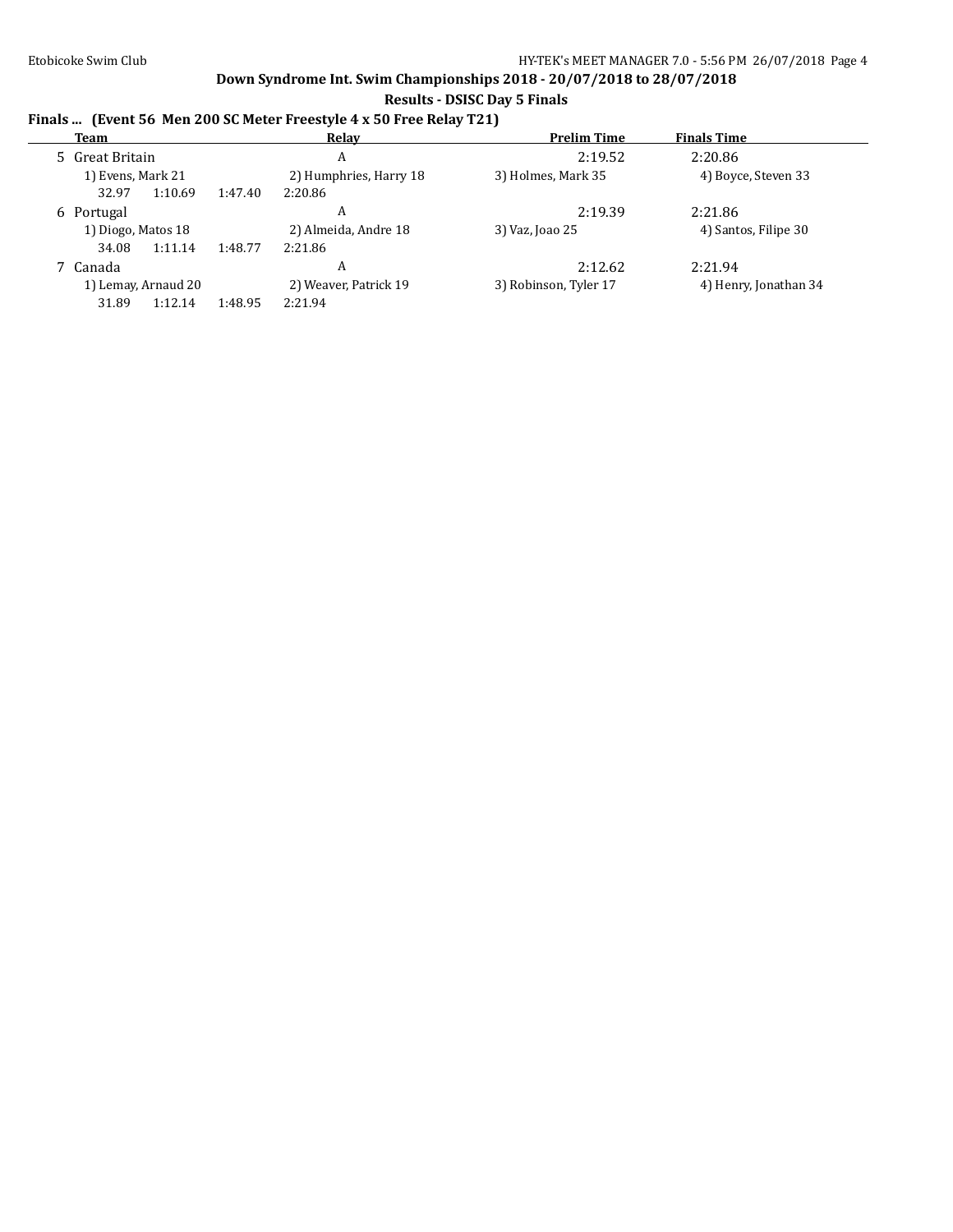**Down Syndrome Int. Swim Championships 2018 - 20/07/2018 to 28/07/2018**

**Results - DSISC Day 5 Finals**

### Finals ... (Event 56 Men 200 SC Meter Freestyle 4 x 50 Free Relay T21)

| Team | Relay | Prelim Time | Finals Time |
| --- | --- | --- | --- |
| 5 Great Britain | A | 2:19.52 | 2:20.86 |
| 1) Evens, Mark 21 | 2) Humphries, Harry 18 | 3) Holmes, Mark 35 | 4) Boyce, Steven 33 |
| 32.97 1:10.69 1:47.40 2:20.86 | | | |
| 6 Portugal | A | 2:19.39 | 2:21.86 |
| 1) Diogo, Matos 18 | 2) Almeida, Andre 18 | 3) Vaz, Joao 25 | 4) Santos, Filipe 30 |
| 34.08 1:11.14 1:48.77 2:21.86 | | | |
| 7 Canada | A | 2:12.62 | 2:21.94 |
| 1) Lemay, Arnaud 20 | 2) Weaver, Patrick 19 | 3) Robinson, Tyler 17 | 4) Henry, Jonathan 34 |
| 31.89 1:12.14 1:48.95 2:21.94 | | | |